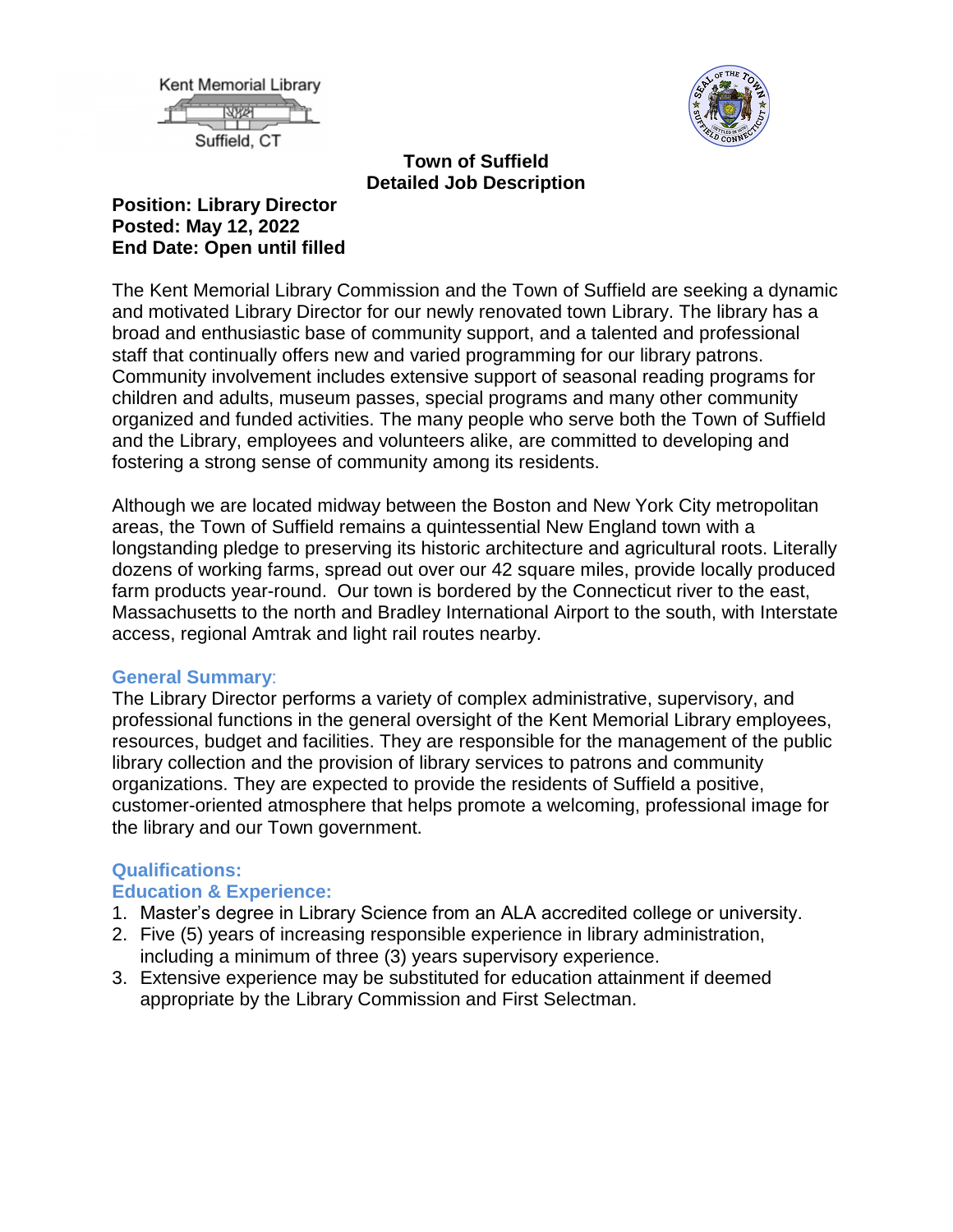Kent Memorial Library
Suffield, CT

**Town of Suffield**
**Detailed Job Description**

**Position: Library Director**
**Posted: May 12, 2022**
**End Date: Open until filled**

The Kent Memorial Library Commission and the Town of Suffield are seeking a dynamic and motivated Library Director for our newly renovated town Library. The library has a broad and enthusiastic base of community support, and a talented and professional staff that continually offers new and varied programming for our library patrons. Community involvement includes extensive support of seasonal reading programs for children and adults, museum passes, special programs and many other community organized and funded activities. The many people who serve both the Town of Suffield and the Library, employees and volunteers alike, are committed to developing and fostering a strong sense of community among its residents.

Although we are located midway between the Boston and New York City metropolitan areas, the Town of Suffield remains a quintessential New England town with a longstanding pledge to preserving its historic architecture and agricultural roots. Literally dozens of working farms, spread out over our 42 square miles, provide locally produced farm products year-round. Our town is bordered by the Connecticut river to the east, Massachusetts to the north and Bradley International Airport to the south, with Interstate access, regional Amtrak and light rail routes nearby.

## General Summary:

The Library Director performs a variety of complex administrative, supervisory, and professional functions in the general oversight of the Kent Memorial Library employees, resources, budget and facilities. They are responsible for the management of the public library collection and the provision of library services to patrons and community organizations. They are expected to provide the residents of Suffield a positive, customer-oriented atmosphere that helps promote a welcoming, professional image for the library and our Town government.

## Qualifications:

### Education & Experience:

1. Master's degree in Library Science from an ALA accredited college or university.
2. Five (5) years of increasing responsible experience in library administration, including a minimum of three (3) years supervisory experience.
3. Extensive experience may be substituted for education attainment if deemed appropriate by the Library Commission and First Selectman.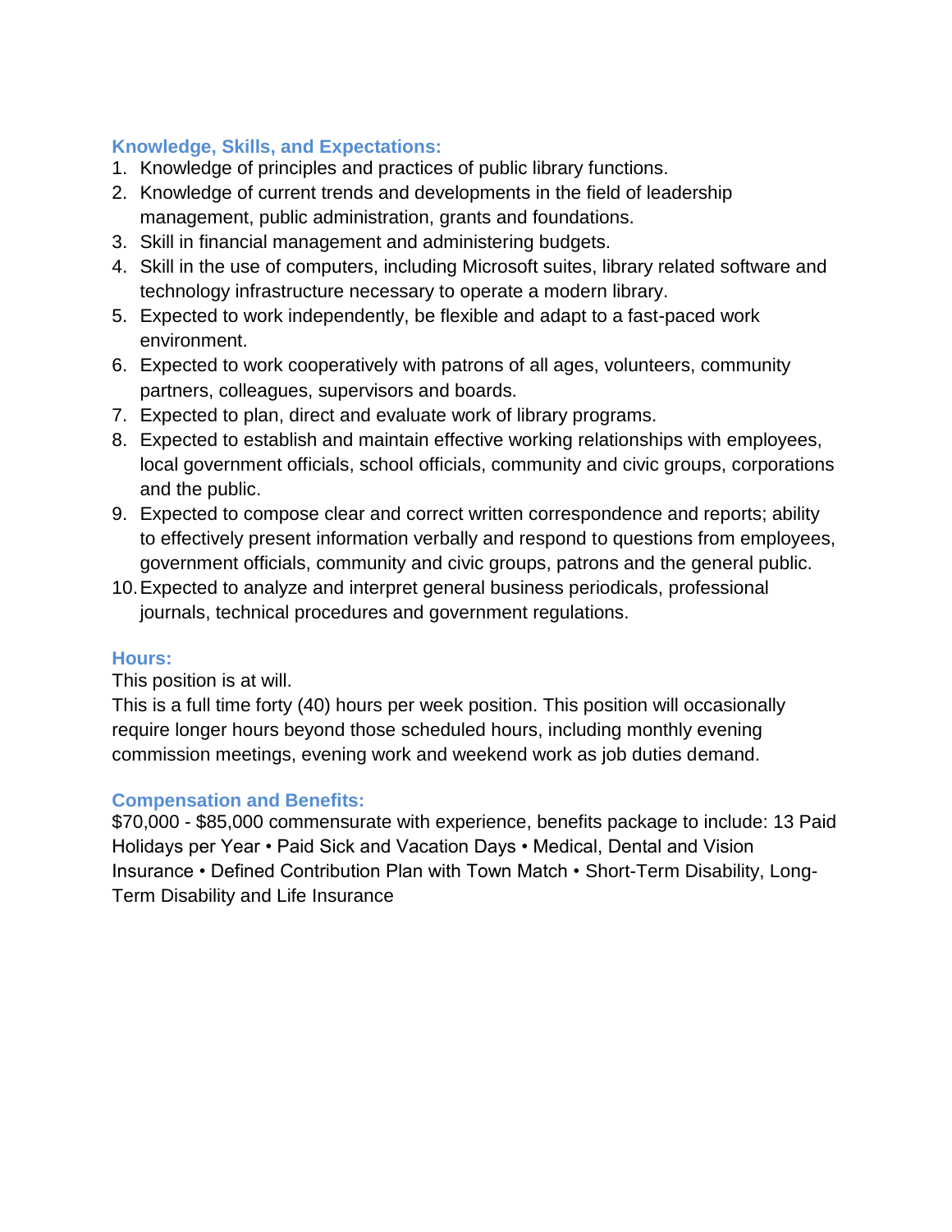### Knowledge, Skills, and Expectations:

1. Knowledge of principles and practices of public library functions.
2. Knowledge of current trends and developments in the field of leadership management, public administration, grants and foundations.
3. Skill in financial management and administering budgets.
4. Skill in the use of computers, including Microsoft suites, library related software and technology infrastructure necessary to operate a modern library.
5. Expected to work independently, be flexible and adapt to a fast-paced work environment.
6. Expected to work cooperatively with patrons of all ages, volunteers, community partners, colleagues, supervisors and boards.
7. Expected to plan, direct and evaluate work of library programs.
8. Expected to establish and maintain effective working relationships with employees, local government officials, school officials, community and civic groups, corporations and the public.
9. Expected to compose clear and correct written correspondence and reports; ability to effectively present information verbally and respond to questions from employees, government officials, community and civic groups, patrons and the general public.
10. Expected to analyze and interpret general business periodicals, professional journals, technical procedures and government regulations.

### Hours:

This position is at will.
This is a full time forty (40) hours per week position. This position will occasionally require longer hours beyond those scheduled hours, including monthly evening commission meetings, evening work and weekend work as job duties demand.

### Compensation and Benefits:

$70,000 - $85,000 commensurate with experience, benefits package to include: 13 Paid Holidays per Year • Paid Sick and Vacation Days • Medical, Dental and Vision Insurance • Defined Contribution Plan with Town Match • Short-Term Disability, Long-Term Disability and Life Insurance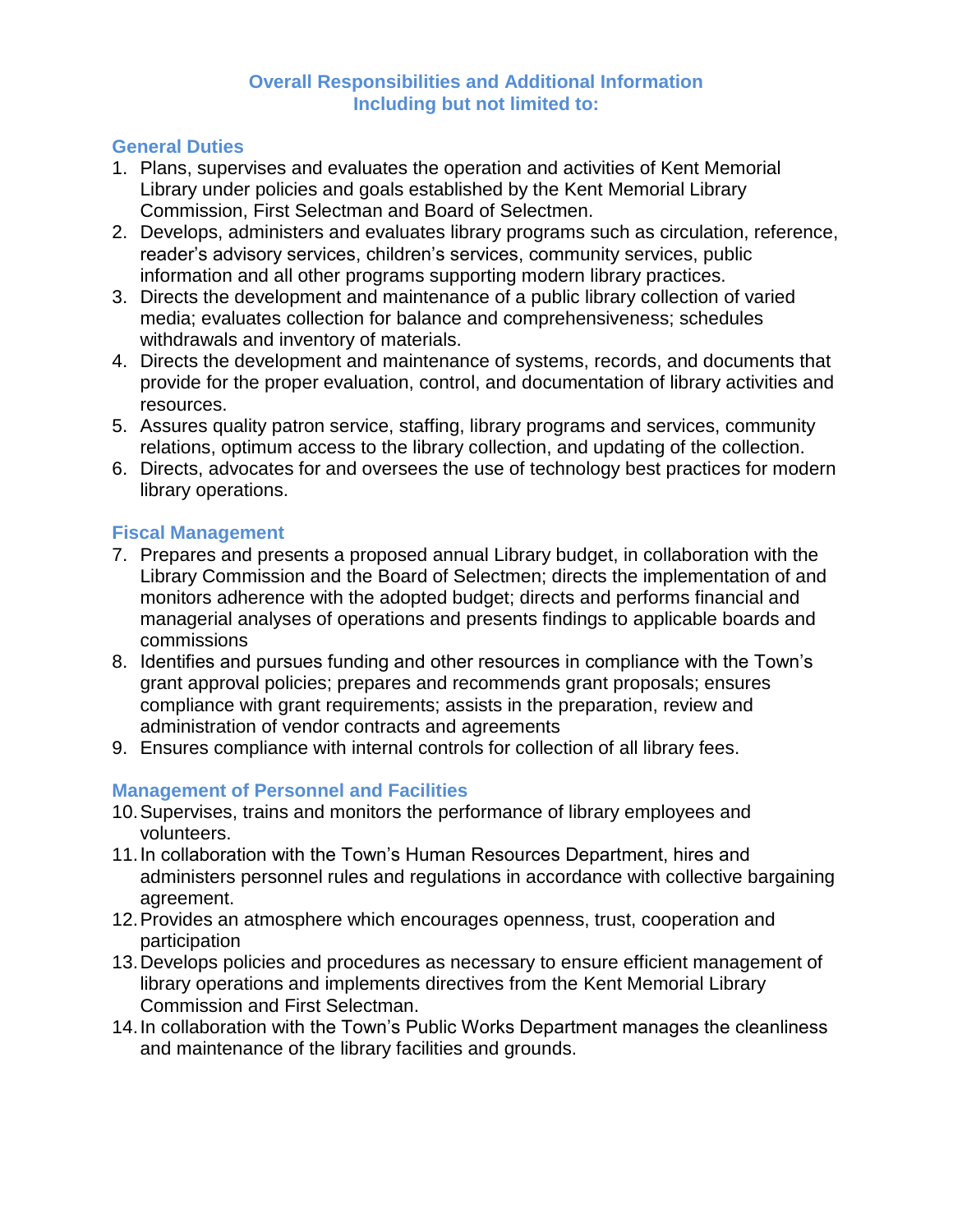## Overall Responsibilities and Additional Information
## Including but not limited to:

### General Duties

1. Plans, supervises and evaluates the operation and activities of Kent Memorial Library under policies and goals established by the Kent Memorial Library Commission, First Selectman and Board of Selectmen.
2. Develops, administers and evaluates library programs such as circulation, reference, reader's advisory services, children's services, community services, public information and all other programs supporting modern library practices.
3. Directs the development and maintenance of a public library collection of varied media; evaluates collection for balance and comprehensiveness; schedules withdrawals and inventory of materials.
4. Directs the development and maintenance of systems, records, and documents that provide for the proper evaluation, control, and documentation of library activities and resources.
5. Assures quality patron service, staffing, library programs and services, community relations, optimum access to the library collection, and updating of the collection.
6. Directs, advocates for and oversees the use of technology best practices for modern library operations.

### Fiscal Management

7. Prepares and presents a proposed annual Library budget, in collaboration with the Library Commission and the Board of Selectmen; directs the implementation of and monitors adherence with the adopted budget; directs and performs financial and managerial analyses of operations and presents findings to applicable boards and commissions
8. Identifies and pursues funding and other resources in compliance with the Town's grant approval policies; prepares and recommends grant proposals; ensures compliance with grant requirements; assists in the preparation, review and administration of vendor contracts and agreements
9. Ensures compliance with internal controls for collection of all library fees.

### Management of Personnel and Facilities

10. Supervises, trains and monitors the performance of library employees and volunteers.
11. In collaboration with the Town's Human Resources Department, hires and administers personnel rules and regulations in accordance with collective bargaining agreement.
12. Provides an atmosphere which encourages openness, trust, cooperation and participation
13. Develops policies and procedures as necessary to ensure efficient management of library operations and implements directives from the Kent Memorial Library Commission and First Selectman.
14. In collaboration with the Town's Public Works Department manages the cleanliness and maintenance of the library facilities and grounds.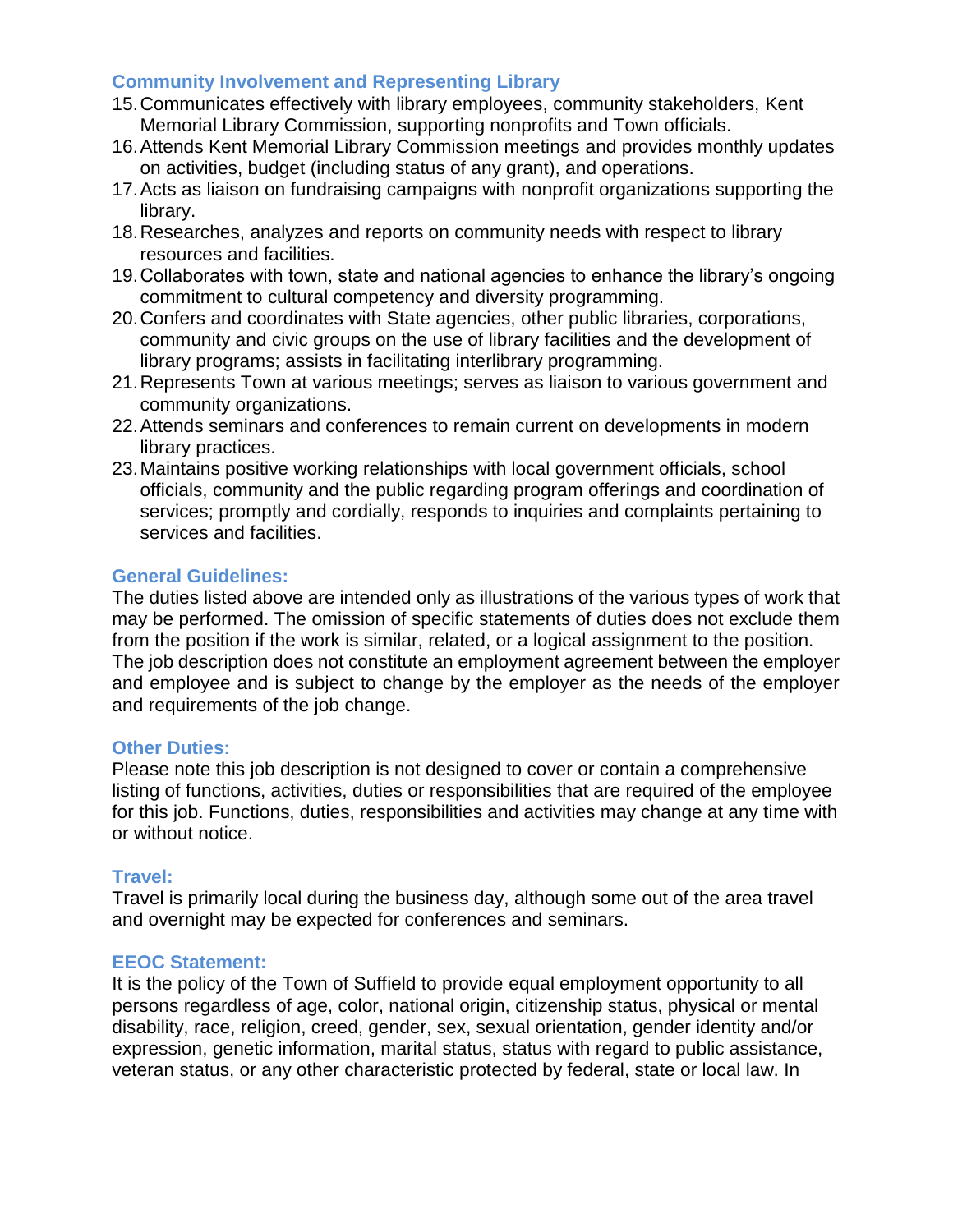### Community Involvement and Representing Library

15. Communicates effectively with library employees, community stakeholders, Kent Memorial Library Commission, supporting nonprofits and Town officials.
16. Attends Kent Memorial Library Commission meetings and provides monthly updates on activities, budget (including status of any grant), and operations.
17. Acts as liaison on fundraising campaigns with nonprofit organizations supporting the library.
18. Researches, analyzes and reports on community needs with respect to library resources and facilities.
19. Collaborates with town, state and national agencies to enhance the library's ongoing commitment to cultural competency and diversity programming.
20. Confers and coordinates with State agencies, other public libraries, corporations, community and civic groups on the use of library facilities and the development of library programs; assists in facilitating interlibrary programming.
21. Represents Town at various meetings; serves as liaison to various government and community organizations.
22. Attends seminars and conferences to remain current on developments in modern library practices.
23. Maintains positive working relationships with local government officials, school officials, community and the public regarding program offerings and coordination of services; promptly and cordially, responds to inquiries and complaints pertaining to services and facilities.

### General Guidelines:

The duties listed above are intended only as illustrations of the various types of work that may be performed. The omission of specific statements of duties does not exclude them from the position if the work is similar, related, or a logical assignment to the position. The job description does not constitute an employment agreement between the employer and employee and is subject to change by the employer as the needs of the employer and requirements of the job change.

### Other Duties:

Please note this job description is not designed to cover or contain a comprehensive listing of functions, activities, duties or responsibilities that are required of the employee for this job. Functions, duties, responsibilities and activities may change at any time with or without notice.

### Travel:

Travel is primarily local during the business day, although some out of the area travel and overnight may be expected for conferences and seminars.

### EEOC Statement:

It is the policy of the Town of Suffield to provide equal employment opportunity to all persons regardless of age, color, national origin, citizenship status, physical or mental disability, race, religion, creed, gender, sex, sexual orientation, gender identity and/or expression, genetic information, marital status, status with regard to public assistance, veteran status, or any other characteristic protected by federal, state or local law. In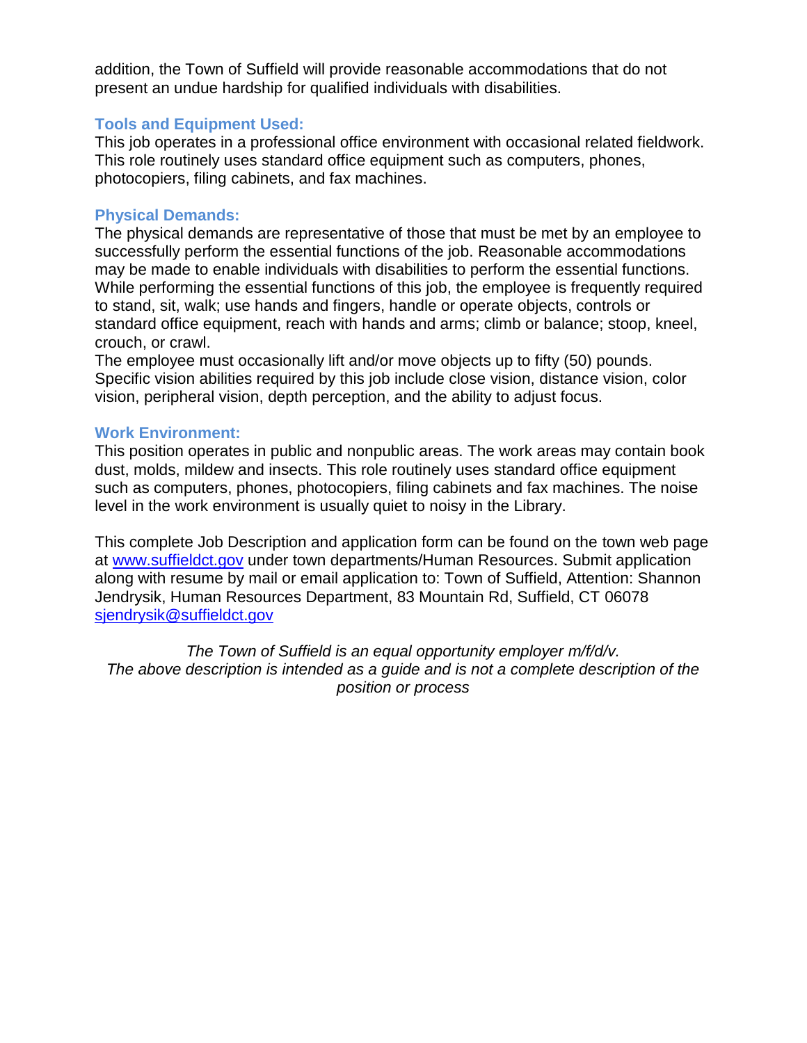addition, the Town of Suffield will provide reasonable accommodations that do not present an undue hardship for qualified individuals with disabilities.

### Tools and Equipment Used:

This job operates in a professional office environment with occasional related fieldwork. This role routinely uses standard office equipment such as computers, phones, photocopiers, filing cabinets, and fax machines.

### Physical Demands:

The physical demands are representative of those that must be met by an employee to successfully perform the essential functions of the job. Reasonable accommodations may be made to enable individuals with disabilities to perform the essential functions. While performing the essential functions of this job, the employee is frequently required to stand, sit, walk; use hands and fingers, handle or operate objects, controls or standard office equipment, reach with hands and arms; climb or balance; stoop, kneel, crouch, or crawl.
The employee must occasionally lift and/or move objects up to fifty (50) pounds. Specific vision abilities required by this job include close vision, distance vision, color vision, peripheral vision, depth perception, and the ability to adjust focus.

### Work Environment:

This position operates in public and nonpublic areas. The work areas may contain book dust, molds, mildew and insects. This role routinely uses standard office equipment such as computers, phones, photocopiers, filing cabinets and fax machines. The noise level in the work environment is usually quiet to noisy in the Library.

This complete Job Description and application form can be found on the town web page at [www.suffieldct.gov](http://www.suffieldct.gov) under town departments/Human Resources. Submit application along with resume by mail or email application to: Town of Suffield, Attention: Shannon Jendrysik, Human Resources Department, 83 Mountain Rd, Suffield, CT 06078 [sjendrysik@suffieldct.gov](mailto:sjendrysik@suffieldct.gov)

*The Town of Suffield is an equal opportunity employer m/f/d/v.*
*The above description is intended as a guide and is not a complete description of the position or process*